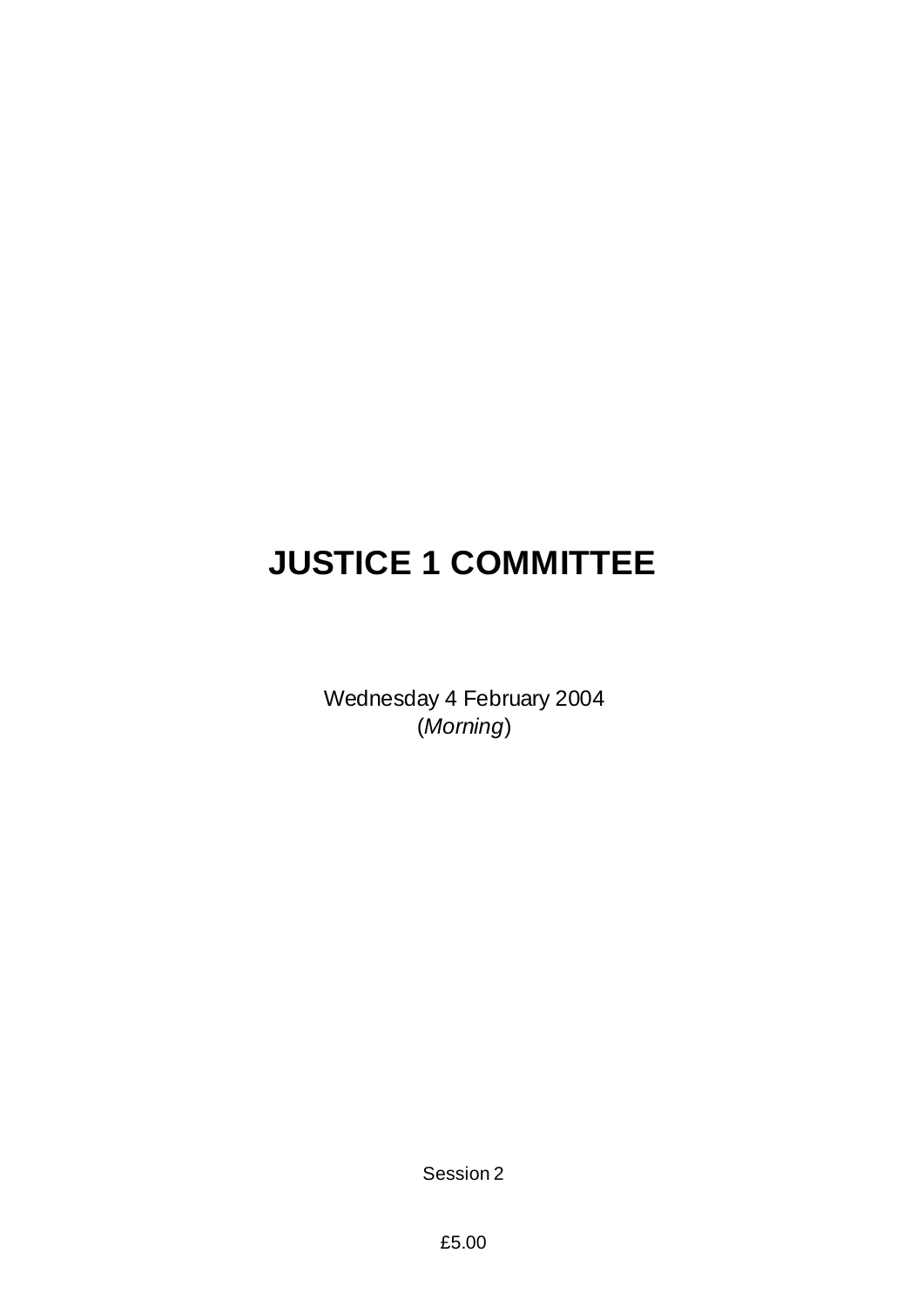# JUSTICE 1 COMMITTEE

Wednesday 4 February 2004
(*Morning*)

Session 2

£5.00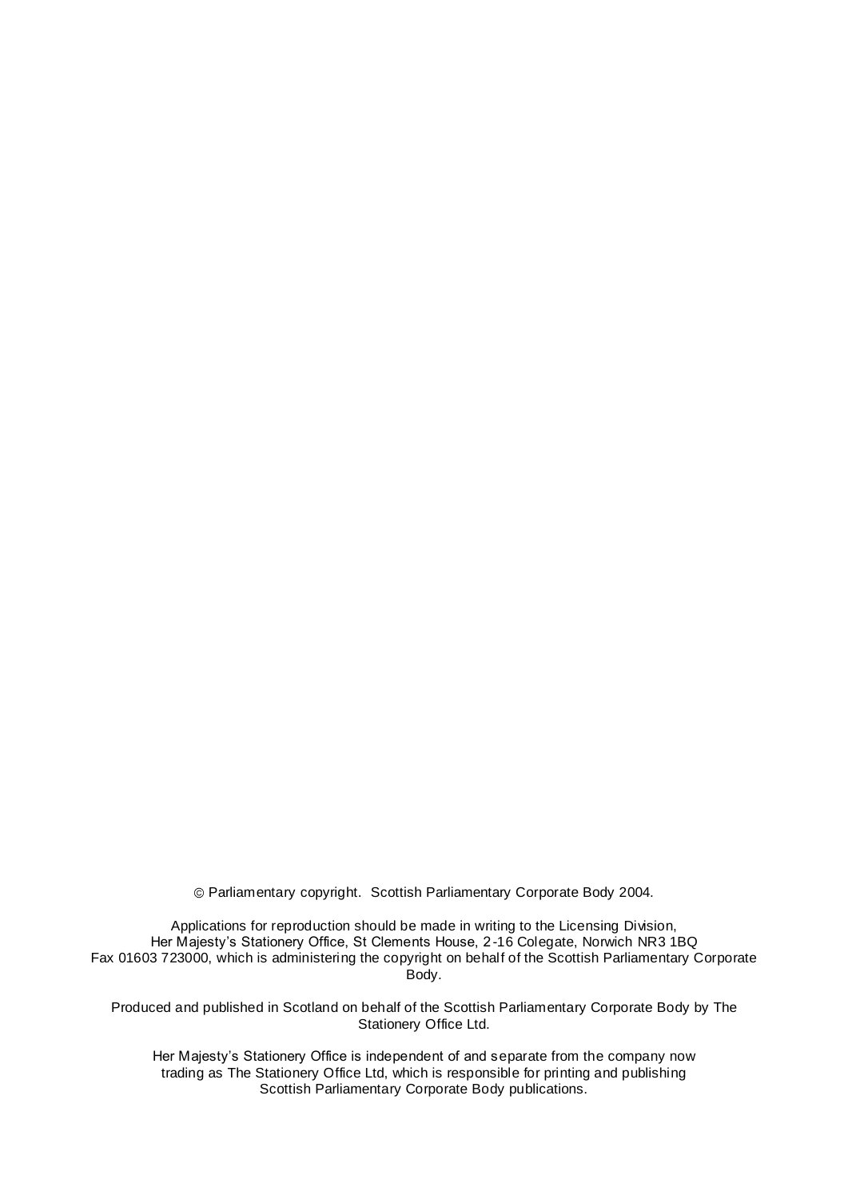© Parliamentary copyright. Scottish Parliamentary Corporate Body 2004.

Applications for reproduction should be made in writing to the Licensing Division, Her Majesty's Stationery Office, St Clements House, 2-16 Colegate, Norwich NR3 1BQ Fax 01603 723000, which is administering the copyright on behalf of the Scottish Parliamentary Corporate Body.

Produced and published in Scotland on behalf of the Scottish Parliamentary Corporate Body by The Stationery Office Ltd.

Her Majesty's Stationery Office is independent of and separate from the company now trading as The Stationery Office Ltd, which is responsible for printing and publishing Scottish Parliamentary Corporate Body publications.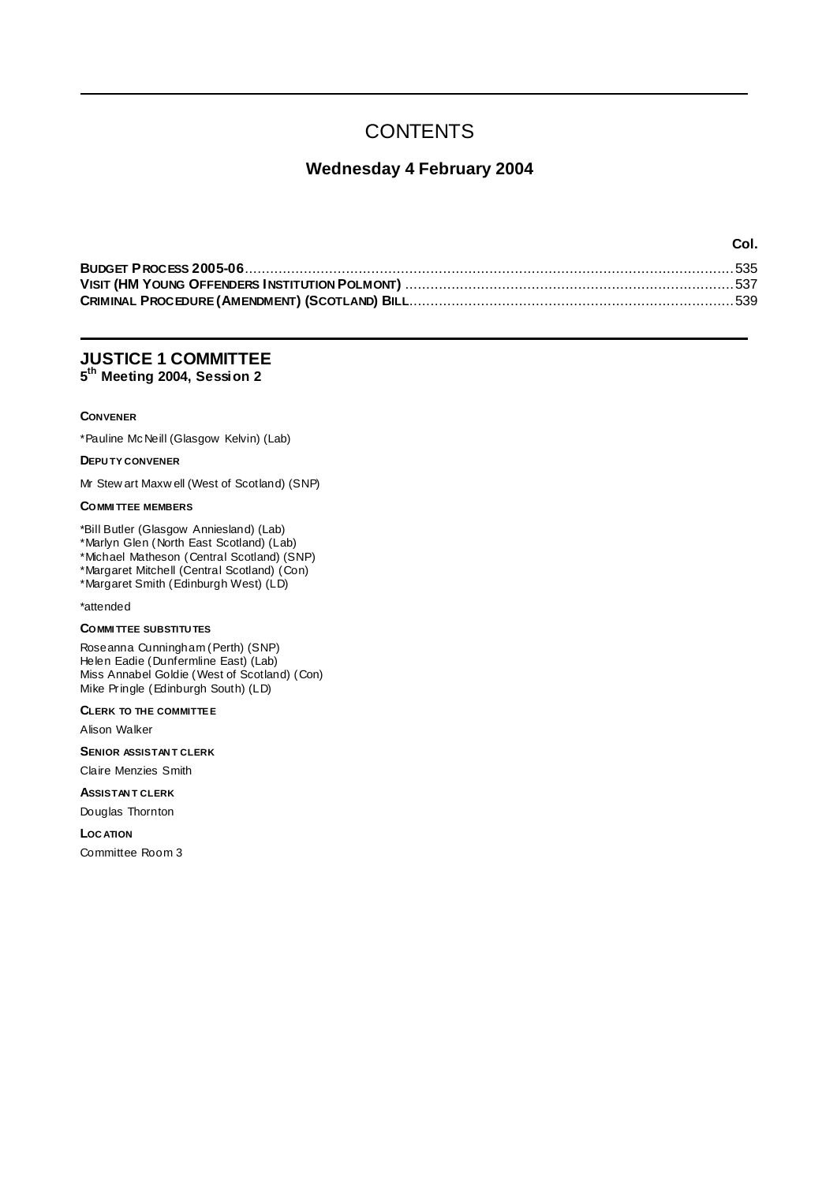# CONTENTS

## Wednesday 4 February 2004

| | Col. |
|---|---|
| **BUDGET PROCESS 2005-06** | 535 |
| **VISIT (HM YOUNG OFFENDERS INSTITUTION POLMONT)** | 537 |
| **CRIMINAL PROCEDURE (AMENDMENT) (SCOTLAND) BILL** | 539 |

---

## JUSTICE 1 COMMITTEE
**5th Meeting 2004, Session 2**

**CONVENER**

*Pauline McNeill (Glasgow Kelvin) (Lab)

**DEPUTY CONVENER**

Mr Stewart Maxwell (West of Scotland) (SNP)

**COMMITTEE MEMBERS**

*Bill Butler (Glasgow Anniesland) (Lab)
*Marlyn Glen (North East Scotland) (Lab)
*Michael Matheson (Central Scotland) (SNP)
*Margaret Mitchell (Central Scotland) (Con)
*Margaret Smith (Edinburgh West) (LD)

*attended

**COMMITTEE SUBSTITUTES**

Roseanna Cunningham (Perth) (SNP)
Helen Eadie (Dunfermline East) (Lab)
Miss Annabel Goldie (West of Scotland) (Con)
Mike Pringle (Edinburgh South) (LD)

**CLERK TO THE COMMITTEE**

Alison Walker

**SENIOR ASSISTANT CLERK**

Claire Menzies Smith

**ASSISTANT CLERK**

Douglas Thornton

**LOCATION**

Committee Room 3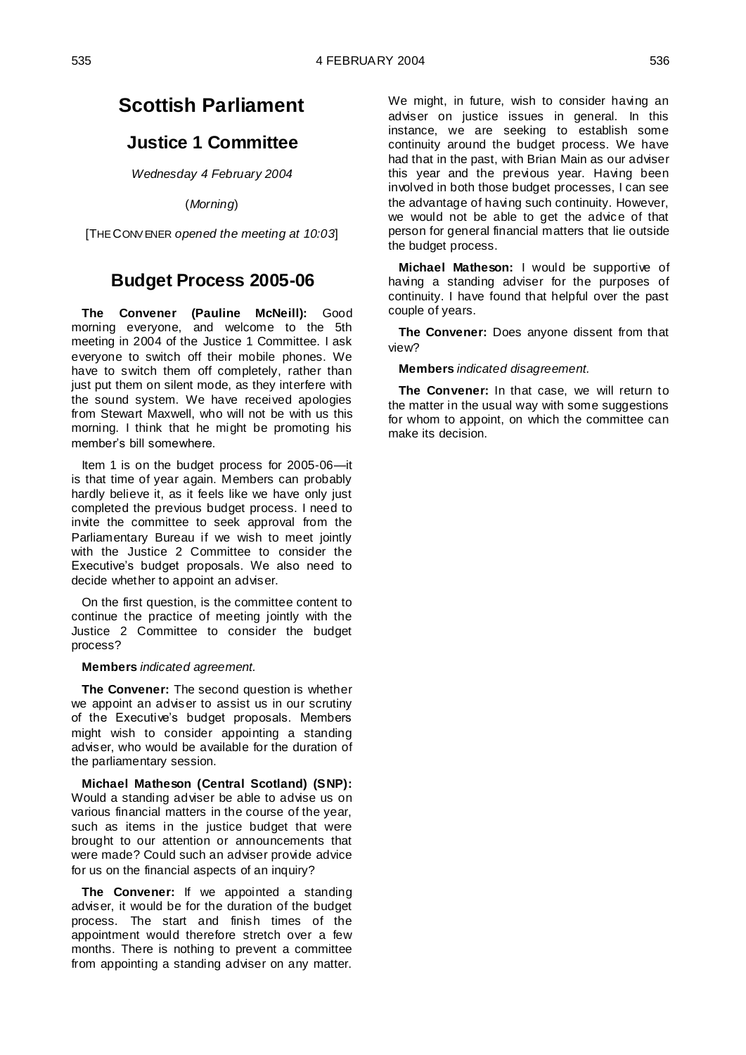# Scottish Parliament

## Justice 1 Committee

*Wednesday 4 February 2004*

(*Morning*)

[THE CONVENER *opened the meeting at 10:03*]

## Budget Process 2005-06

**The Convener (Pauline McNeill):** Good morning everyone, and welcome to the 5th meeting in 2004 of the Justice 1 Committee. I ask everyone to switch off their mobile phones. We have to switch them off completely, rather than just put them on silent mode, as they interfere with the sound system. We have received apologies from Stewart Maxwell, who will not be with us this morning. I think that he might be promoting his member's bill somewhere.

Item 1 is on the budget process for 2005-06—it is that time of year again. Members can probably hardly believe it, as it feels like we have only just completed the previous budget process. I need to invite the committee to seek approval from the Parliamentary Bureau if we wish to meet jointly with the Justice 2 Committee to consider the Executive's budget proposals. We also need to decide whether to appoint an adviser.

On the first question, is the committee content to continue the practice of meeting jointly with the Justice 2 Committee to consider the budget process?

**Members** *indicated agreement.*

**The Convener:** The second question is whether we appoint an adviser to assist us in our scrutiny of the Executive's budget proposals. Members might wish to consider appointing a standing adviser, who would be available for the duration of the parliamentary session.

**Michael Matheson (Central Scotland) (SNP):** Would a standing adviser be able to advise us on various financial matters in the course of the year, such as items in the justice budget that were brought to our attention or announcements that were made? Could such an adviser provide advice for us on the financial aspects of an inquiry?

**The Convener:** If we appointed a standing adviser, it would be for the duration of the budget process. The start and finish times of the appointment would therefore stretch over a few months. There is nothing to prevent a committee from appointing a standing adviser on any matter. We might, in future, wish to consider having an adviser on justice issues in general. In this instance, we are seeking to establish some continuity around the budget process. We have had that in the past, with Brian Main as our adviser this year and the previous year. Having been involved in both those budget processes, I can see the advantage of having such continuity. However, we would not be able to get the advice of that person for general financial matters that lie outside the budget process.

**Michael Matheson:** I would be supportive of having a standing adviser for the purposes of continuity. I have found that helpful over the past couple of years.

**The Convener:** Does anyone dissent from that view?

**Members** *indicated disagreement.*

**The Convener:** In that case, we will return to the matter in the usual way with some suggestions for whom to appoint, on which the committee can make its decision.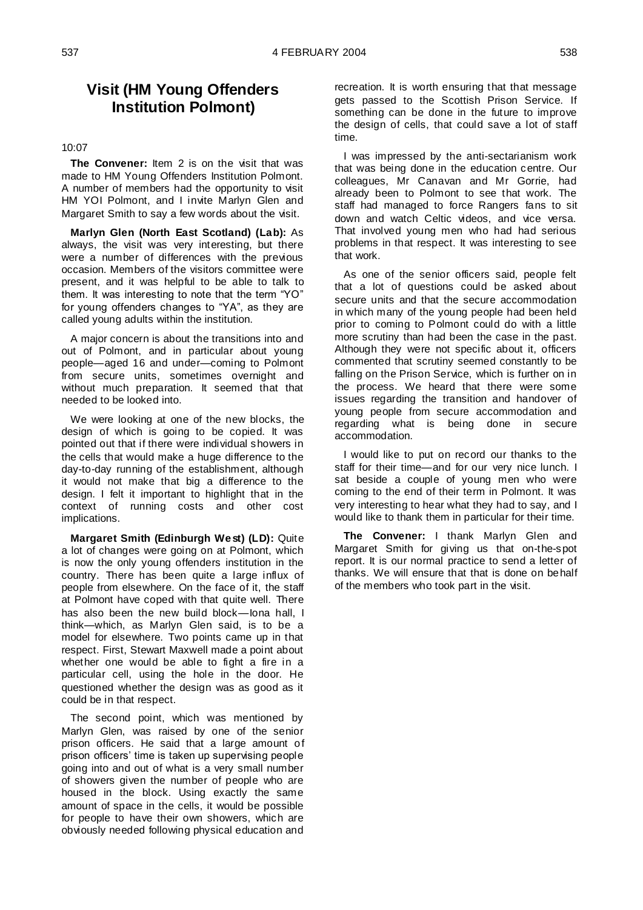# Visit (HM Young Offenders Institution Polmont)

10:07

**The Convener:** Item 2 is on the visit that was made to HM Young Offenders Institution Polmont. A number of members had the opportunity to visit HM YOI Polmont, and I invite Marlyn Glen and Margaret Smith to say a few words about the visit.

**Marlyn Glen (North East Scotland) (Lab):** As always, the visit was very interesting, but there were a number of differences with the previous occasion. Members of the visitors committee were present, and it was helpful to be able to talk to them. It was interesting to note that the term "YO" for young offenders changes to "YA", as they are called young adults within the institution.

A major concern is about the transitions into and out of Polmont, and in particular about young people—aged 16 and under—coming to Polmont from secure units, sometimes overnight and without much preparation. It seemed that that needed to be looked into.

We were looking at one of the new blocks, the design of which is going to be copied. It was pointed out that if there were individual showers in the cells that would make a huge difference to the day-to-day running of the establishment, although it would not make that big a difference to the design. I felt it important to highlight that in the context of running costs and other cost implications.

**Margaret Smith (Edinburgh West) (LD):** Quite a lot of changes were going on at Polmont, which is now the only young offenders institution in the country. There has been quite a large influx of people from elsewhere. On the face of it, the staff at Polmont have coped with that quite well. There has also been the new build block—Iona hall, I think—which, as Marlyn Glen said, is to be a model for elsewhere. Two points came up in that respect. First, Stewart Maxwell made a point about whether one would be able to fight a fire in a particular cell, using the hole in the door. He questioned whether the design was as good as it could be in that respect.

The second point, which was mentioned by Marlyn Glen, was raised by one of the senior prison officers. He said that a large amount of prison officers' time is taken up supervising people going into and out of what is a very small number of showers given the number of people who are housed in the block. Using exactly the same amount of space in the cells, it would be possible for people to have their own showers, which are obviously needed following physical education and recreation. It is worth ensuring that that message gets passed to the Scottish Prison Service. If something can be done in the future to improve the design of cells, that could save a lot of staff time.

I was impressed by the anti-sectarianism work that was being done in the education centre. Our colleagues, Mr Canavan and Mr Gorrie, had already been to Polmont to see that work. The staff had managed to force Rangers fans to sit down and watch Celtic videos, and vice versa. That involved young men who had had serious problems in that respect. It was interesting to see that work.

As one of the senior officers said, people felt that a lot of questions could be asked about secure units and that the secure accommodation in which many of the young people had been held prior to coming to Polmont could do with a little more scrutiny than had been the case in the past. Although they were not specific about it, officers commented that scrutiny seemed constantly to be falling on the Prison Service, which is further on in the process. We heard that there were some issues regarding the transition and handover of young people from secure accommodation and regarding what is being done in secure accommodation.

I would like to put on record our thanks to the staff for their time—and for our very nice lunch. I sat beside a couple of young men who were coming to the end of their term in Polmont. It was very interesting to hear what they had to say, and I would like to thank them in particular for their time.

**The Convener:** I thank Marlyn Glen and Margaret Smith for giving us that on-the-spot report. It is our normal practice to send a letter of thanks. We will ensure that that is done on behalf of the members who took part in the visit.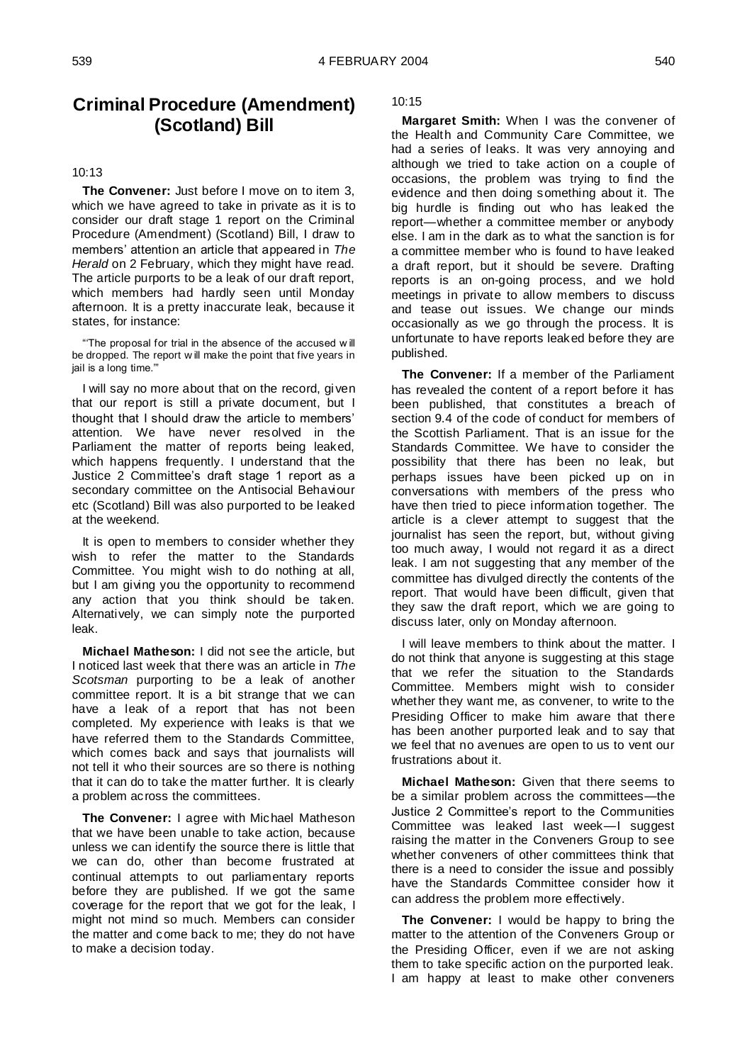## Criminal Procedure (Amendment) (Scotland) Bill

10:13

**The Convener:** Just before I move on to item 3, which we have agreed to take in private as it is to consider our draft stage 1 report on the Criminal Procedure (Amendment) (Scotland) Bill, I draw to members' attention an article that appeared in *The Herald* on 2 February, which they might have read. The article purports to be a leak of our draft report, which members had hardly seen until Monday afternoon. It is a pretty inaccurate leak, because it states, for instance:

> "'The proposal for trial in the absence of the accused will be dropped. The report will make the point that five years in jail is a long time.'"

I will say no more about that on the record, given that our report is still a private document, but I thought that I should draw the article to members' attention. We have never resolved in the Parliament the matter of reports being leaked, which happens frequently. I understand that the Justice 2 Committee's draft stage 1 report as a secondary committee on the Antisocial Behaviour etc (Scotland) Bill was also purported to be leaked at the weekend.

It is open to members to consider whether they wish to refer the matter to the Standards Committee. You might wish to do nothing at all, but I am giving you the opportunity to recommend any action that you think should be taken. Alternatively, we can simply note the purported leak.

**Michael Matheson:** I did not see the article, but I noticed last week that there was an article in *The Scotsman* purporting to be a leak of another committee report. It is a bit strange that we can have a leak of a report that has not been completed. My experience with leaks is that we have referred them to the Standards Committee, which comes back and says that journalists will not tell it who their sources are so there is nothing that it can do to take the matter further. It is clearly a problem across the committees.

**The Convener:** I agree with Michael Matheson that we have been unable to take action, because unless we can identify the source there is little that we can do, other than become frustrated at continual attempts to out parliamentary reports before they are published. If we got the same coverage for the report that we got for the leak, I might not mind so much. Members can consider the matter and come back to me; they do not have to make a decision today.

10:15

**Margaret Smith:** When I was the convener of the Health and Community Care Committee, we had a series of leaks. It was very annoying and although we tried to take action on a couple of occasions, the problem was trying to find the evidence and then doing something about it. The big hurdle is finding out who has leaked the report—whether a committee member or anybody else. I am in the dark as to what the sanction is for a committee member who is found to have leaked a draft report, but it should be severe. Drafting reports is an on-going process, and we hold meetings in private to allow members to discuss and tease out issues. We change our minds occasionally as we go through the process. It is unfortunate to have reports leaked before they are published.

**The Convener:** If a member of the Parliament has revealed the content of a report before it has been published, that constitutes a breach of section 9.4 of the code of conduct for members of the Scottish Parliament. That is an issue for the Standards Committee. We have to consider the possibility that there has been no leak, but perhaps issues have been picked up on in conversations with members of the press who have then tried to piece information together. The article is a clever attempt to suggest that the journalist has seen the report, but, without giving too much away, I would not regard it as a direct leak. I am not suggesting that any member of the committee has divulged directly the contents of the report. That would have been difficult, given that they saw the draft report, which we are going to discuss later, only on Monday afternoon.

I will leave members to think about the matter. I do not think that anyone is suggesting at this stage that we refer the situation to the Standards Committee. Members might wish to consider whether they want me, as convener, to write to the Presiding Officer to make him aware that there has been another purported leak and to say that we feel that no avenues are open to us to vent our frustrations about it.

**Michael Matheson:** Given that there seems to be a similar problem across the committees—the Justice 2 Committee's report to the Communities Committee was leaked last week—I suggest raising the matter in the Conveners Group to see whether conveners of other committees think that there is a need to consider the issue and possibly have the Standards Committee consider how it can address the problem more effectively.

**The Convener:** I would be happy to bring the matter to the attention of the Conveners Group or the Presiding Officer, even if we are not asking them to take specific action on the purported leak. I am happy at least to make other conveners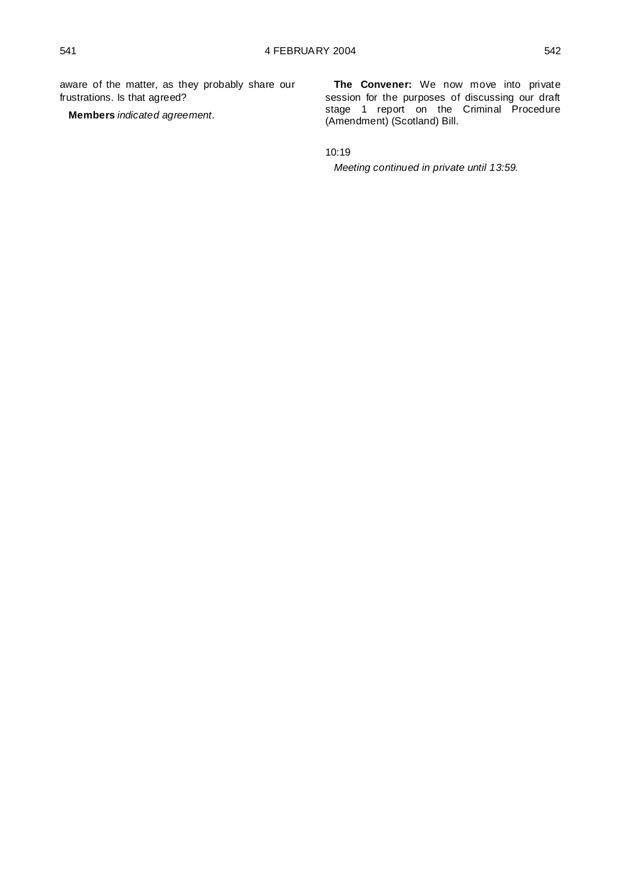aware of the matter, as they probably share our frustrations. Is that agreed?

**Members** *indicated agreement*.

**The Convener:** We now move into private session for the purposes of discussing our draft stage 1 report on the Criminal Procedure (Amendment) (Scotland) Bill.

10:19

*Meeting continued in private until 13:59.*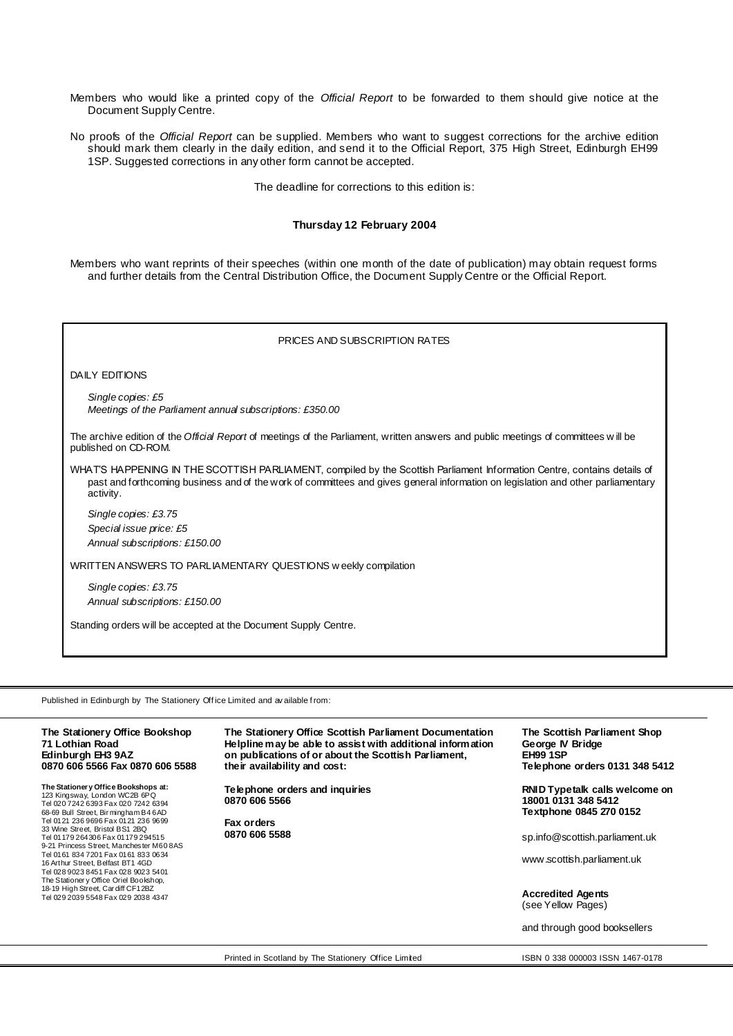Members who would like a printed copy of the *Official Report* to be forwarded to them should give notice at the Document Supply Centre.

No proofs of the *Official Report* can be supplied. Members who want to suggest corrections for the archive edition should mark them clearly in the daily edition, and send it to the Official Report, 375 High Street, Edinburgh EH99 1SP. Suggested corrections in any other form cannot be accepted.

The deadline for corrections to this edition is:

**Thursday 12 February 2004**

Members who want reprints of their speeches (within one month of the date of publication) may obtain request forms and further details from the Central Distribution Office, the Document Supply Centre or the Official Report.

PRICES AND SUBSCRIPTION RATES

DAILY EDITIONS

*Single copies: £5*
*Meetings of the Parliament annual subscriptions: £350.00*

The archive edition of the *Official Report* of meetings of the Parliament, written answers and public meetings of committees will be published on CD-ROM.

WHAT'S HAPPENING IN THE SCOTTISH PARLIAMENT, compiled by the Scottish Parliament Information Centre, contains details of past and forthcoming business and of the work of committees and gives general information on legislation and other parliamentary activity.

*Single copies: £3.75*
*Special issue price: £5*
*Annual subscriptions: £150.00*

WRITTEN ANSWERS TO PARLIAMENTARY QUESTIONS weekly compilation

*Single copies: £3.75*
*Annual subscriptions: £150.00*

Standing orders will be accepted at the Document Supply Centre.

Published in Edinburgh by The Stationery Office Limited and available from:

**The Stationery Office Bookshop**
**71 Lothian Road**
**Edinburgh EH3 9AZ**
**0870 606 5566 Fax 0870 606 5588**

**The Stationery Office Bookshops at:**
123 Kingsway, London WC2B 6PQ
Tel 020 7242 6393 Fax 020 7242 6394
68-69 Bull Street, Birmingham B4 6AD
Tel 0121 236 9696 Fax 0121 236 9699
33 Wine Street, Bristol BS1 2BQ
Tel 01179 264306 Fax 01179 294515
9-21 Princess Street, Manchester M60 8AS
Tel 0161 834 7201 Fax 0161 833 0634
16 Arthur Street, Belfast BT1 4GD
Tel 028 9023 8451 Fax 028 9023 5401
The Stationery Office Oriel Bookshop,
18-19 High Street, Cardiff CF12BZ
Tel 029 2039 5548 Fax 029 2038 4347

**The Stationery Office Scottish Parliament Documentation Helpline may be able to assist with additional information on publications of or about the Scottish Parliament, their availability and cost:**

**Telephone orders and inquiries**
**0870 606 5566**

**Fax orders**
**0870 606 5588**

**The Scottish Parliament Shop**
**George IV Bridge**
**EH99 1SP**
**Telephone orders 0131 348 5412**

**RNID Typetalk calls welcome on**
**18001 0131 348 5412**
**Textphone 0845 270 0152**

sp.info@scottish.parliament.uk

www.scottish.parliament.uk

**Accredited Agents**
(see Yellow Pages)

and through good booksellers

Printed in Scotland by The Stationery Office Limited

ISBN 0 338 000003 ISSN 1467-0178